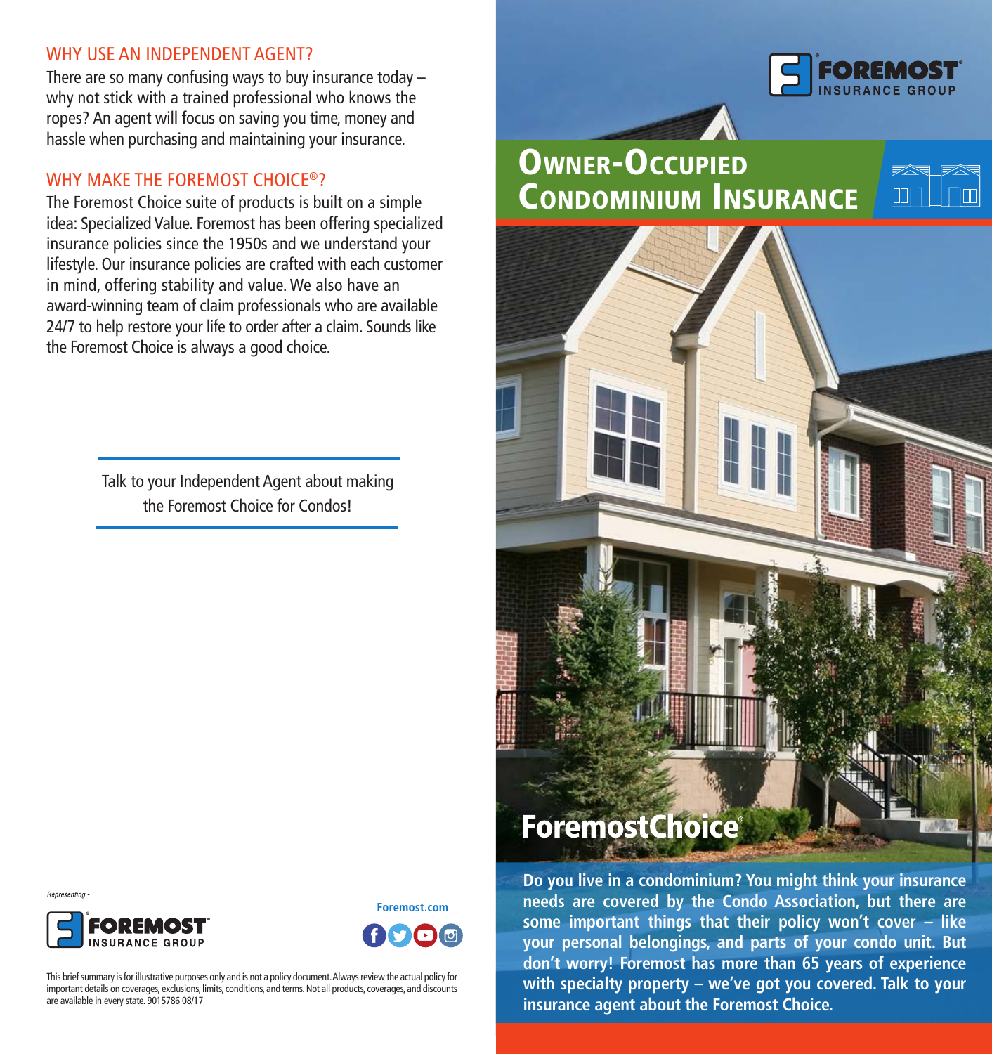## WHY USE AN INDEPENDENT AGENT?

There are so many confusing ways to buy insurance today – why not stick with a trained professional who knows the ropes? An agent will focus on saving you time, money and hassle when purchasing and maintaining your insurance.

## WHY MAKE THE FOREMOST CHOICE®?

The Foremost Choice suite of products is built on a simple idea: Specialized Value. Foremost has been offering specialized insurance policies since the 1950s and we understand your lifestyle. Our insurance policies are crafted with each customer in mind, offering stability and value. We also have an award-winning team of claim professionals who are available 24/7 to help restore your life to order after a claim. Sounds like the Foremost Choice is always a good choice.

Talk to your Independent Agent about making the Foremost Choice for Condos!

*Representing -*

FOREMOST INSURANCE GROUP

**Foremost.com**

This brief summary is for illustrative purposes only and is not a policy document. Always review the actual policy for important details on coverages, exclusions, limits, conditions, and terms. Not all products, coverages, and discounts are available in every state. 9015786 08/17

FOREMOST INSURANCE GROUP

# Owner-Occupied Condominium Insurance

## ForemostChoice®

**Do you live in a condominium? You might think your insurance needs are covered by the Condo Association, but there are some important things that their policy won't cover – like your personal belongings, and parts of your condo unit. But don't worry! Foremost has more than 65 years of experience with specialty property – we've got you covered. Talk to your insurance agent about the Foremost Choice.**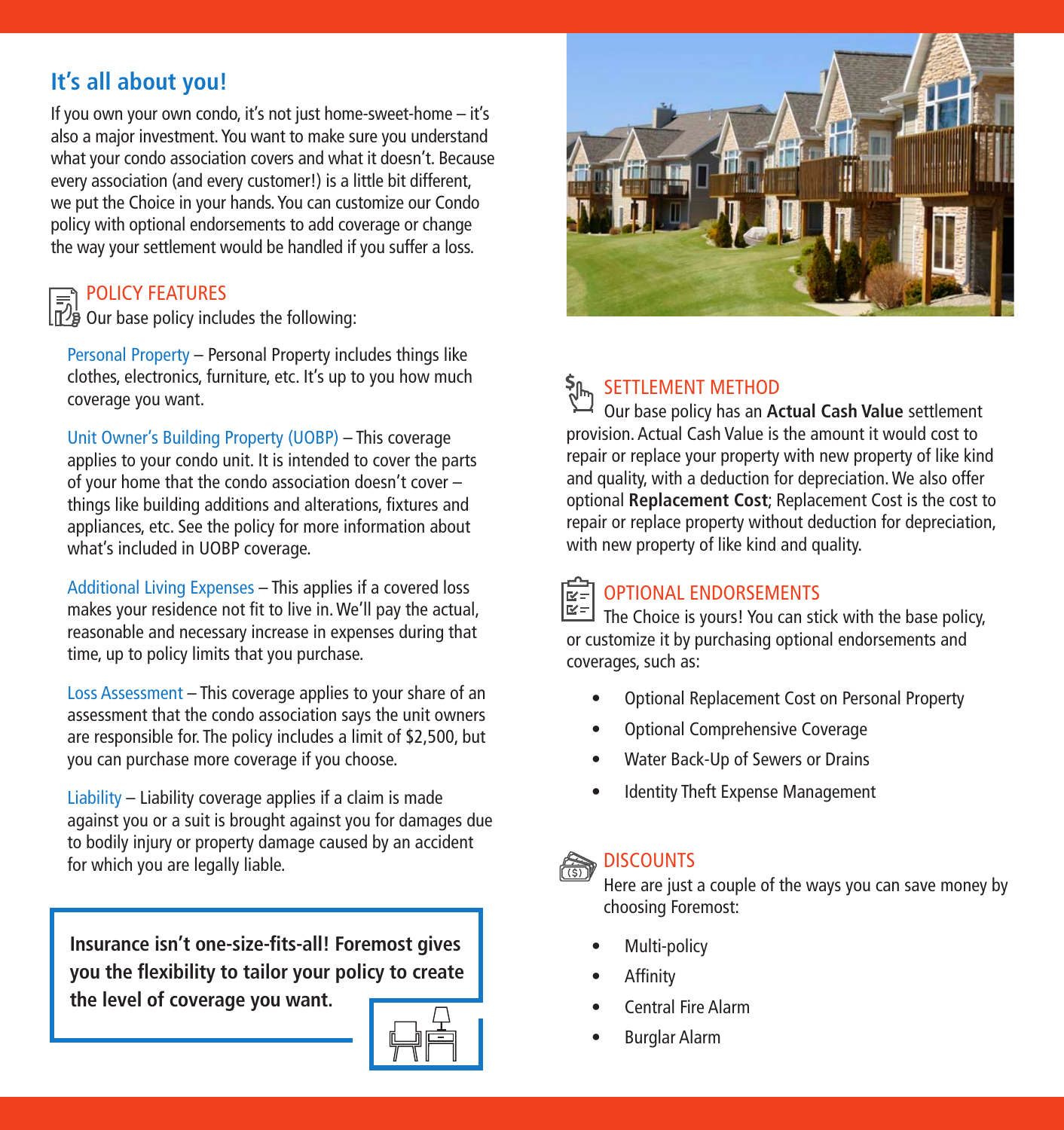## It's all about you!

If you own your own condo, it's not just home-sweet-home – it's also a major investment. You want to make sure you understand what your condo association covers and what it doesn't. Because every association (and every customer!) is a little bit different, we put the Choice in your hands. You can customize our Condo policy with optional endorsements to add coverage or change the way your settlement would be handled if you suffer a loss.

### POLICY FEATURES

Our base policy includes the following:

Personal Property – Personal Property includes things like clothes, electronics, furniture, etc. It's up to you how much coverage you want.

Unit Owner's Building Property (UOBP) – This coverage applies to your condo unit. It is intended to cover the parts of your home that the condo association doesn't cover – things like building additions and alterations, fixtures and appliances, etc. See the policy for more information about what's included in UOBP coverage.

Additional Living Expenses – This applies if a covered loss makes your residence not fit to live in. We'll pay the actual, reasonable and necessary increase in expenses during that time, up to policy limits that you purchase.

Loss Assessment – This coverage applies to your share of an assessment that the condo association says the unit owners are responsible for. The policy includes a limit of $2,500, but you can purchase more coverage if you choose.

Liability – Liability coverage applies if a claim is made against you or a suit is brought against you for damages due to bodily injury or property damage caused by an accident for which you are legally liable.

**Insurance isn't one-size-fits-all! Foremost gives you the flexibility to tailor your policy to create the level of coverage you want.**

### SETTLEMENT METHOD

Our base policy has an **Actual Cash Value** settlement provision. Actual Cash Value is the amount it would cost to repair or replace your property with new property of like kind and quality, with a deduction for depreciation. We also offer optional **Replacement Cost**; Replacement Cost is the cost to repair or replace property without deduction for depreciation, with new property of like kind and quality.

### OPTIONAL ENDORSEMENTS

The Choice is yours! You can stick with the base policy, or customize it by purchasing optional endorsements and coverages, such as:

- Optional Replacement Cost on Personal Property
- Optional Comprehensive Coverage
- Water Back-Up of Sewers or Drains
- Identity Theft Expense Management

### DISCOUNTS

Here are just a couple of the ways you can save money by choosing Foremost:

- Multi-policy
- Affinity
- Central Fire Alarm
- Burglar Alarm